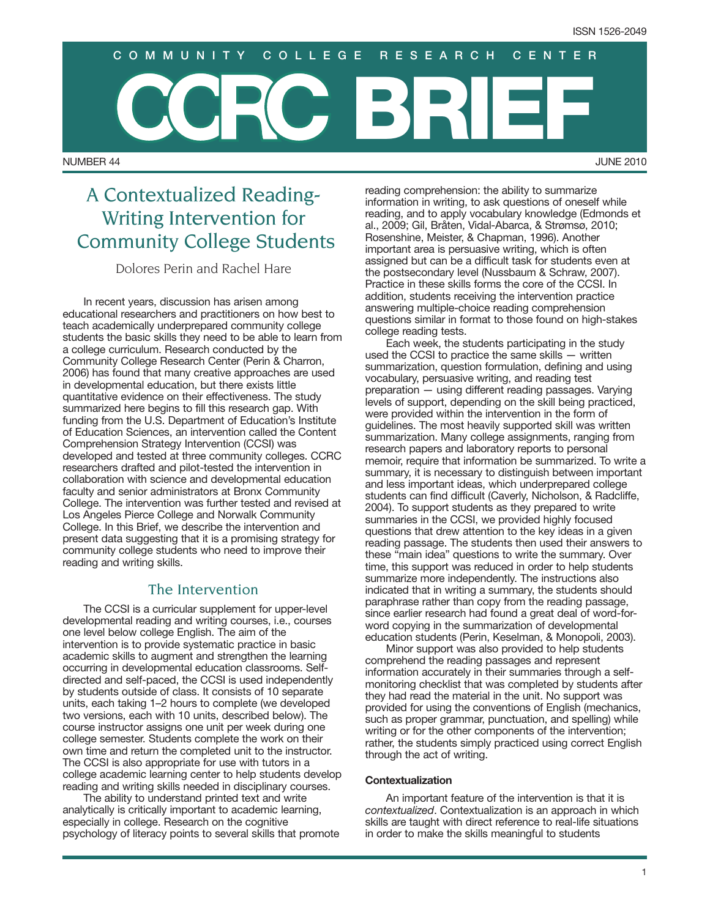ISSN 1526-2049

COMMUNITY COLLEGE RESEARCH CENTER

# CCRC BRIEF

NUMBER 44 JUNE 2010

# A Contextualized Reading-Writing Intervention for Community College Students

Dolores Perin and Rachel Hare

In recent years, discussion has arisen among educational researchers and practitioners on how best to teach academically underprepared community college students the basic skills they need to be able to learn from a college curriculum. Research conducted by the Community College Research Center (Perin & Charron, 2006) has found that many creative approaches are used in developmental education, but there exists little quantitative evidence on their effectiveness. The study summarized here begins to fill this research gap. With funding from the U.S. Department of Education's Institute of Education Sciences, an intervention called the Content Comprehension Strategy Intervention (CCSI) was developed and tested at three community colleges. CCRC researchers drafted and pilot-tested the intervention in collaboration with science and developmental education faculty and senior administrators at Bronx Community College. The intervention was further tested and revised at Los Angeles Pierce College and Norwalk Community College. In this Brief, we describe the intervention and present data suggesting that it is a promising strategy for community college students who need to improve their reading and writing skills.

## The Intervention

The CCSI is a curricular supplement for upper-level developmental reading and writing courses, i.e., courses one level below college English. The aim of the intervention is to provide systematic practice in basic academic skills to augment and strengthen the learning occurring in developmental education classrooms. Self-directed and self-paced, the CCSI is used independently by students outside of class. It consists of 10 separate units, each taking 1–2 hours to complete (we developed two versions, each with 10 units, described below). The course instructor assigns one unit per week during one college semester. Students complete the work on their own time and return the completed unit to the instructor. The CCSI is also appropriate for use with tutors in a college academic learning center to help students develop reading and writing skills needed in disciplinary courses.

The ability to understand printed text and write analytically is critically important to academic learning, especially in college. Research on the cognitive psychology of literacy points to several skills that promote reading comprehension: the ability to summarize information in writing, to ask questions of oneself while reading, and to apply vocabulary knowledge (Edmonds et al., 2009; Gil, Bråten, Vidal-Abarca, & Strømsø, 2010; Rosenshine, Meister, & Chapman, 1996). Another important area is persuasive writing, which is often assigned but can be a difficult task for students even at the postsecondary level (Nussbaum & Schraw, 2007). Practice in these skills forms the core of the CCSI. In addition, students receiving the intervention practice answering multiple-choice reading comprehension questions similar in format to those found on high-stakes college reading tests.

Each week, the students participating in the study used the CCSI to practice the same skills — written summarization, question formulation, defining and using vocabulary, persuasive writing, and reading test preparation — using different reading passages. Varying levels of support, depending on the skill being practiced, were provided within the intervention in the form of guidelines. The most heavily supported skill was written summarization. Many college assignments, ranging from research papers and laboratory reports to personal memoir, require that information be summarized. To write a summary, it is necessary to distinguish between important and less important ideas, which underprepared college students can find difficult (Caverly, Nicholson, & Radcliffe, 2004). To support students as they prepared to write summaries in the CCSI, we provided highly focused questions that drew attention to the key ideas in a given reading passage. The students then used their answers to these "main idea" questions to write the summary. Over time, this support was reduced in order to help students summarize more independently. The instructions also indicated that in writing a summary, the students should paraphrase rather than copy from the reading passage, since earlier research had found a great deal of word-for-word copying in the summarization of developmental education students (Perin, Keselman, & Monopoli, 2003).

Minor support was also provided to help students comprehend the reading passages and represent information accurately in their summaries through a self-monitoring checklist that was completed by students after they had read the material in the unit. No support was provided for using the conventions of English (mechanics, such as proper grammar, punctuation, and spelling) while writing or for the other components of the intervention; rather, the students simply practiced using correct English through the act of writing.

### Contextualization

An important feature of the intervention is that it is *contextualized*. Contextualization is an approach in which skills are taught with direct reference to real-life situations in order to make the skills meaningful to students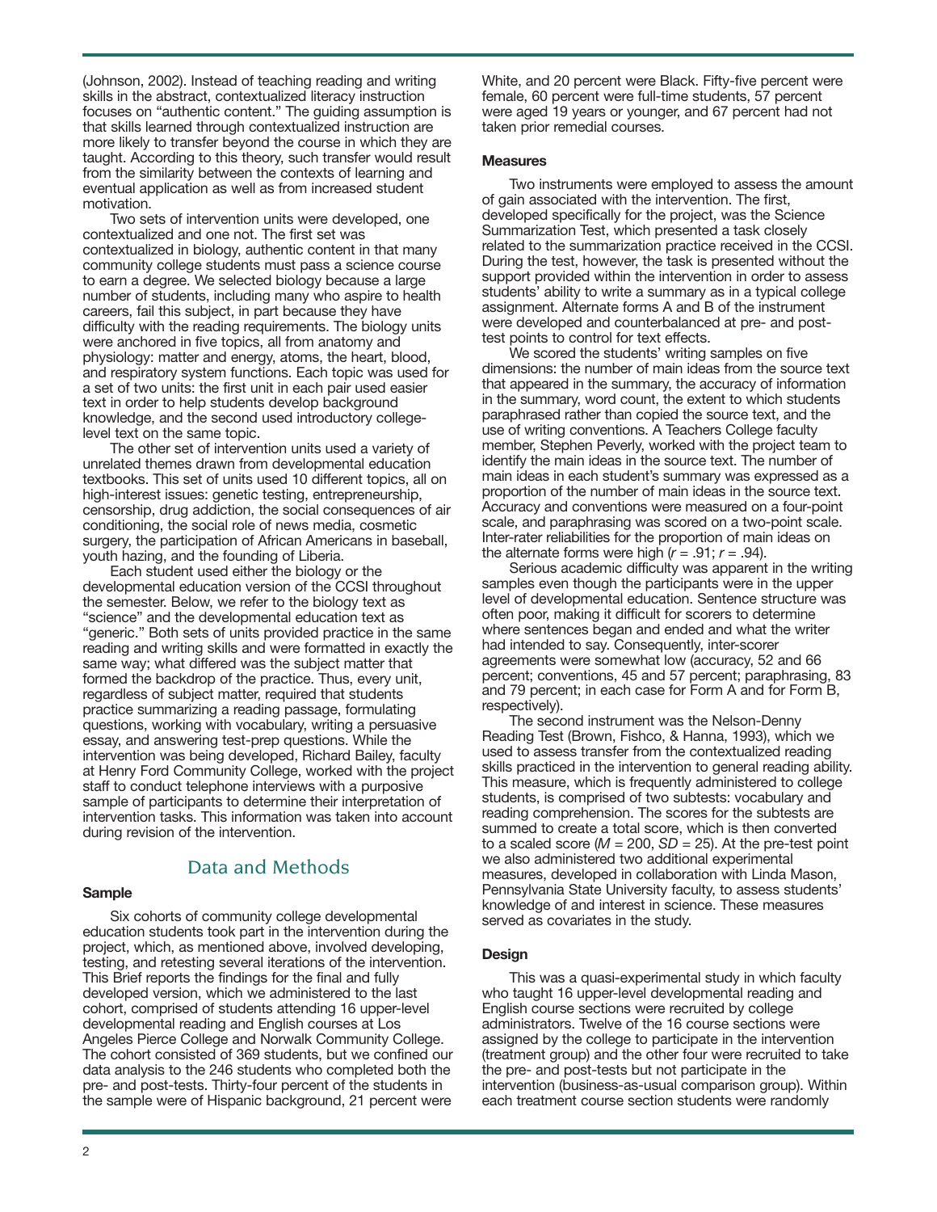(Johnson, 2002). Instead of teaching reading and writing skills in the abstract, contextualized literacy instruction focuses on "authentic content." The guiding assumption is that skills learned through contextualized instruction are more likely to transfer beyond the course in which they are taught. According to this theory, such transfer would result from the similarity between the contexts of learning and eventual application as well as from increased student motivation.

Two sets of intervention units were developed, one contextualized and one not. The first set was contextualized in biology, authentic content in that many community college students must pass a science course to earn a degree. We selected biology because a large number of students, including many who aspire to health careers, fail this subject, in part because they have difficulty with the reading requirements. The biology units were anchored in five topics, all from anatomy and physiology: matter and energy, atoms, the heart, blood, and respiratory system functions. Each topic was used for a set of two units: the first unit in each pair used easier text in order to help students develop background knowledge, and the second used introductory college-level text on the same topic.

The other set of intervention units used a variety of unrelated themes drawn from developmental education textbooks. This set of units used 10 different topics, all on high-interest issues: genetic testing, entrepreneurship, censorship, drug addiction, the social consequences of air conditioning, the social role of news media, cosmetic surgery, the participation of African Americans in baseball, youth hazing, and the founding of Liberia.

Each student used either the biology or the developmental education version of the CCSI throughout the semester. Below, we refer to the biology text as "science" and the developmental education text as "generic." Both sets of units provided practice in the same reading and writing skills and were formatted in exactly the same way; what differed was the subject matter that formed the backdrop of the practice. Thus, every unit, regardless of subject matter, required that students practice summarizing a reading passage, formulating questions, working with vocabulary, writing a persuasive essay, and answering test-prep questions. While the intervention was being developed, Richard Bailey, faculty at Henry Ford Community College, worked with the project staff to conduct telephone interviews with a purposive sample of participants to determine their interpretation of intervention tasks. This information was taken into account during revision of the intervention.

## Data and Methods

### Sample

Six cohorts of community college developmental education students took part in the intervention during the project, which, as mentioned above, involved developing, testing, and retesting several iterations of the intervention. This Brief reports the findings for the final and fully developed version, which we administered to the last cohort, comprised of students attending 16 upper-level developmental reading and English courses at Los Angeles Pierce College and Norwalk Community College. The cohort consisted of 369 students, but we confined our data analysis to the 246 students who completed both the pre- and post-tests. Thirty-four percent of the students in the sample were of Hispanic background, 21 percent were White, and 20 percent were Black. Fifty-five percent were female, 60 percent were full-time students, 57 percent were aged 19 years or younger, and 67 percent had not taken prior remedial courses.

### Measures

Two instruments were employed to assess the amount of gain associated with the intervention. The first, developed specifically for the project, was the Science Summarization Test, which presented a task closely related to the summarization practice received in the CCSI. During the test, however, the task is presented without the support provided within the intervention in order to assess students' ability to write a summary as in a typical college assignment. Alternate forms A and B of the instrument were developed and counterbalanced at pre- and post-test points to control for text effects.

We scored the students' writing samples on five dimensions: the number of main ideas from the source text that appeared in the summary, the accuracy of information in the summary, word count, the extent to which students paraphrased rather than copied the source text, and the use of writing conventions. A Teachers College faculty member, Stephen Peverly, worked with the project team to identify the main ideas in the source text. The number of main ideas in each student's summary was expressed as a proportion of the number of main ideas in the source text. Accuracy and conventions were measured on a four-point scale, and paraphrasing was scored on a two-point scale. Inter-rater reliabilities for the proportion of main ideas on the alternate forms were high ($r = .91$; $r = .94$).

Serious academic difficulty was apparent in the writing samples even though the participants were in the upper level of developmental education. Sentence structure was often poor, making it difficult for scorers to determine where sentences began and ended and what the writer had intended to say. Consequently, inter-scorer agreements were somewhat low (accuracy, 52 and 66 percent; conventions, 45 and 57 percent; paraphrasing, 83 and 79 percent; in each case for Form A and for Form B, respectively).

The second instrument was the Nelson-Denny Reading Test (Brown, Fishco, & Hanna, 1993), which we used to assess transfer from the contextualized reading skills practiced in the intervention to general reading ability. This measure, which is frequently administered to college students, is comprised of two subtests: vocabulary and reading comprehension. The scores for the subtests are summed to create a total score, which is then converted to a scaled score ($M = 200$, $SD = 25$). At the pre-test point we also administered two additional experimental measures, developed in collaboration with Linda Mason, Pennsylvania State University faculty, to assess students' knowledge of and interest in science. These measures served as covariates in the study.

### Design

This was a quasi-experimental study in which faculty who taught 16 upper-level developmental reading and English course sections were recruited by college administrators. Twelve of the 16 course sections were assigned by the college to participate in the intervention (treatment group) and the other four were recruited to take the pre- and post-tests but not participate in the intervention (business-as-usual comparison group). Within each treatment course section students were randomly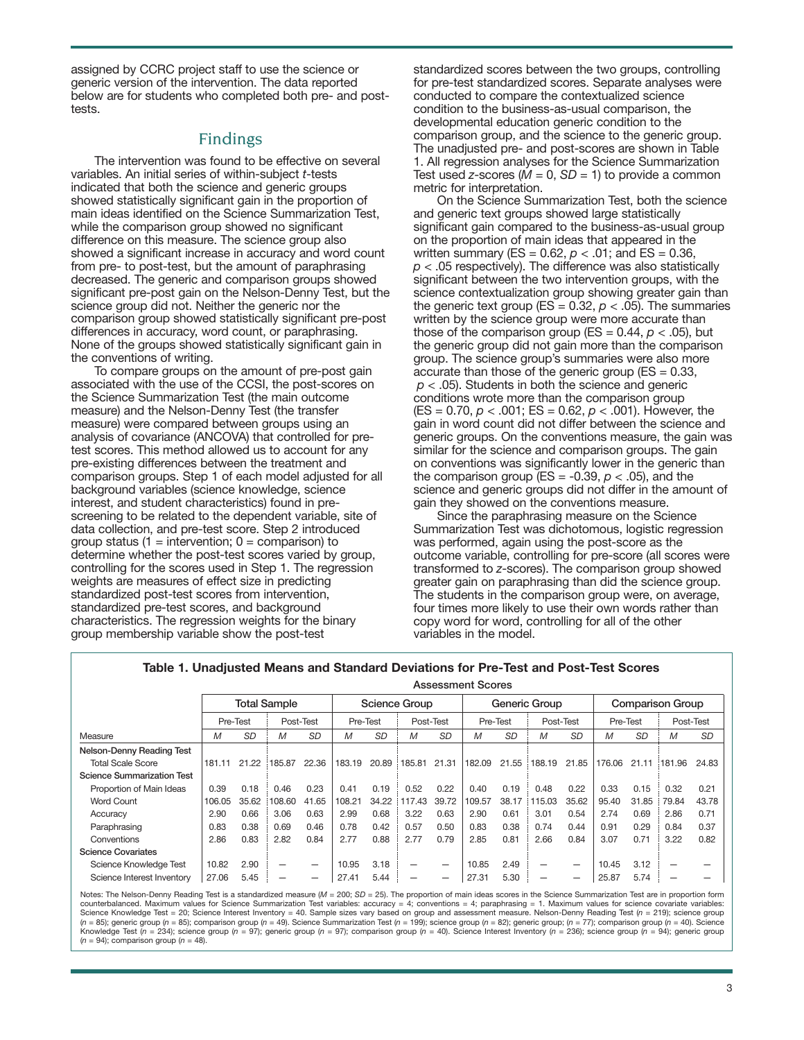assigned by CCRC project staff to use the science or generic version of the intervention. The data reported below are for students who completed both pre- and post-tests.

## Findings

The intervention was found to be effective on several variables. An initial series of within-subject *t*-tests indicated that both the science and generic groups showed statistically significant gain in the proportion of main ideas identified on the Science Summarization Test, while the comparison group showed no significant difference on this measure. The science group also showed a significant increase in accuracy and word count from pre- to post-test, but the amount of paraphrasing decreased. The generic and comparison groups showed significant pre-post gain on the Nelson-Denny Test, but the science group did not. Neither the generic nor the comparison group showed statistically significant pre-post differences in accuracy, word count, or paraphrasing. None of the groups showed statistically significant gain in the conventions of writing.

To compare groups on the amount of pre-post gain associated with the use of the CCSI, the post-scores on the Science Summarization Test (the main outcome measure) and the Nelson-Denny Test (the transfer measure) were compared between groups using an analysis of covariance (ANCOVA) that controlled for pre-test scores. This method allowed us to account for any pre-existing differences between the treatment and comparison groups. Step 1 of each model adjusted for all background variables (science knowledge, science interest, and student characteristics) found in pre-screening to be related to the dependent variable, site of data collection, and pre-test score. Step 2 introduced group status (1 = intervention; 0 = comparison) to determine whether the post-test scores varied by group, controlling for the scores used in Step 1. The regression weights are measures of effect size in predicting standardized post-test scores from intervention, standardized pre-test scores, and background characteristics. The regression weights for the binary group membership variable show the post-test standardized scores between the two groups, controlling for pre-test standardized scores. Separate analyses were conducted to compare the contextualized science condition to the business-as-usual comparison, the developmental education generic condition to the comparison group, and the science to the generic group. The unadjusted pre- and post-scores are shown in Table 1. All regression analyses for the Science Summarization Test used *z*-scores ($M = 0$, $SD = 1$) to provide a common metric for interpretation.

On the Science Summarization Test, both the science and generic text groups showed large statistically significant gain compared to the business-as-usual group on the proportion of main ideas that appeared in the written summary (ES = 0.62, $p < .01$; and ES = 0.36, $p < .05$ respectively). The difference was also statistically significant between the two intervention groups, with the science contextualization group showing greater gain than the generic text group (ES = 0.32, $p < .05$). The summaries written by the science group were more accurate than those of the comparison group (ES = 0.44, $p < .05$), but the generic group did not gain more than the comparison group. The science group's summaries were also more accurate than those of the generic group (ES = 0.33, $p < .05$). Students in both the science and generic conditions wrote more than the comparison group (ES = 0.70, $p < .001$; ES = 0.62, $p < .001$). However, the gain in word count did not differ between the science and generic groups. On the conventions measure, the gain was similar for the science and comparison groups. The gain on conventions was significantly lower in the generic than the comparison group (ES = -0.39, $p < .05$), and the science and generic groups did not differ in the amount of gain they showed on the conventions measure.

Since the paraphrasing measure on the Science Summarization Test was dichotomous, logistic regression was performed, again using the post-score as the outcome variable, controlling for pre-score (all scores were transformed to *z*-scores). The comparison group showed greater gain on paraphrasing than did the science group. The students in the comparison group were, on average, four times more likely to use their own words rather than copy word for word, controlling for all of the other variables in the model.

**Table 1. Unadjusted Means and Standard Deviations for Pre-Test and Post-Test Scores**

| | Assessment Scores | | | | | | | | | | | | | | | |
|---|---|---|---|---|---|---|---|---|---|---|---|---|---|---|---|---|
| | Total Sample | | | | Science Group | | | | Generic Group | | | | Comparison Group | | | |
| | Pre-Test | | Post-Test | | Pre-Test | | Post-Test | | Pre-Test | | Post-Test | | Pre-Test | | Post-Test | |
| Measure | *M* | *SD* | *M* | *SD* | *M* | *SD* | *M* | *SD* | *M* | *SD* | *M* | *SD* | *M* | *SD* | *M* | *SD* |
| **Nelson-Denny Reading Test** | | | | | | | | | | | | | | | | |
| Total Scale Score | 181.11 | 21.22 | 185.87 | 22.36 | 183.19 | 20.89 | 185.81 | 21.31 | 182.09 | 21.55 | 188.19 | 21.85 | 176.06 | 21.11 | 181.96 | 24.83 |
| **Science Summarization Test** | | | | | | | | | | | | | | | | |
| Proportion of Main Ideas | 0.39 | 0.18 | 0.46 | 0.23 | 0.41 | 0.19 | 0.52 | 0.22 | 0.40 | 0.19 | 0.48 | 0.22 | 0.33 | 0.15 | 0.32 | 0.21 |
| Word Count | 106.05 | 35.62 | 108.60 | 41.65 | 108.21 | 34.22 | 117.43 | 39.72 | 109.57 | 38.17 | 115.03 | 35.62 | 95.40 | 31.85 | 79.84 | 43.78 |
| Accuracy | 2.90 | 0.66 | 3.06 | 0.63 | 2.99 | 0.68 | 3.22 | 0.63 | 2.90 | 0.61 | 3.01 | 0.54 | 2.74 | 0.69 | 2.86 | 0.71 |
| Paraphrasing | 0.83 | 0.38 | 0.69 | 0.46 | 0.78 | 0.42 | 0.57 | 0.50 | 0.83 | 0.38 | 0.74 | 0.44 | 0.91 | 0.29 | 0.84 | 0.37 |
| Conventions | 2.86 | 0.83 | 2.82 | 0.84 | 2.77 | 0.88 | 2.77 | 0.79 | 2.85 | 0.81 | 2.66 | 0.84 | 3.07 | 0.71 | 3.22 | 0.82 |
| **Science Covariates** | | | | | | | | | | | | | | | | |
| Science Knowledge Test | 10.82 | 2.90 | — | — | 10.95 | 3.18 | — | — | 10.85 | 2.49 | — | — | 10.45 | 3.12 | — | — |
| Science Interest Inventory | 27.06 | 5.45 | — | — | 27.41 | 5.44 | — | — | 27.31 | 5.30 | — | — | 25.87 | 5.74 | — | — |

Notes: The Nelson-Denny Reading Test is a standardized measure ($M = 200$; $SD = 25$). The proportion of main ideas scores in the Science Summarization Test are in proportion form counterbalanced. Maximum values for Science Summarization Test variables: accuracy = 4; conventions = 4; paraphrasing = 1. Maximum values for science covariate variables: Science Knowledge Test = 20; Science Interest Inventory = 40. Sample sizes vary based on group and assessment measure. Nelson-Denny Reading Test ($n = 219$); science group ($n = 85$); generic group ($n = 85$); comparison group ($n = 49$). Science Summarization Test ($n = 199$); science group ($n = 82$); generic group; ($n = 77$); comparison group ($n = 40$). Science Knowledge Test ($n = 234$); science group ($n = 97$); generic group ($n = 97$); comparison group ($n = 40$). Science Interest Inventory ($n = 236$); science group ($n = 94$); generic group ($n = 94$); comparison group ($n = 48$).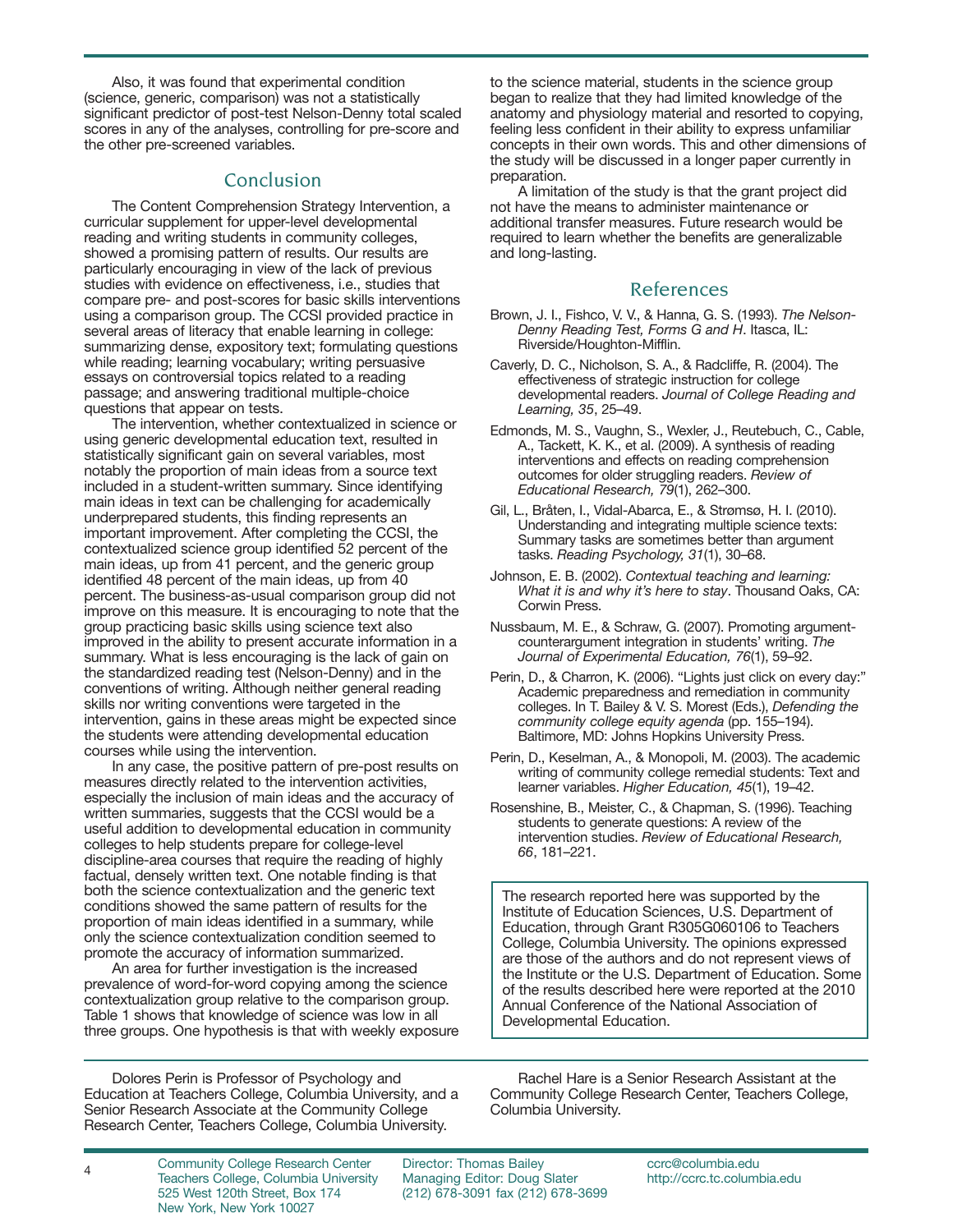Also, it was found that experimental condition (science, generic, comparison) was not a statistically significant predictor of post-test Nelson-Denny total scaled scores in any of the analyses, controlling for pre-score and the other pre-screened variables.

## Conclusion

The Content Comprehension Strategy Intervention, a curricular supplement for upper-level developmental reading and writing students in community colleges, showed a promising pattern of results. Our results are particularly encouraging in view of the lack of previous studies with evidence on effectiveness, i.e., studies that compare pre- and post-scores for basic skills interventions using a comparison group. The CCSI provided practice in several areas of literacy that enable learning in college: summarizing dense, expository text; formulating questions while reading; learning vocabulary; writing persuasive essays on controversial topics related to a reading passage; and answering traditional multiple-choice questions that appear on tests.

The intervention, whether contextualized in science or using generic developmental education text, resulted in statistically significant gain on several variables, most notably the proportion of main ideas from a source text included in a student-written summary. Since identifying main ideas in text can be challenging for academically underprepared students, this finding represents an important improvement. After completing the CCSI, the contextualized science group identified 52 percent of the main ideas, up from 41 percent, and the generic group identified 48 percent of the main ideas, up from 40 percent. The business-as-usual comparison group did not improve on this measure. It is encouraging to note that the group practicing basic skills using science text also improved in the ability to present accurate information in a summary. What is less encouraging is the lack of gain on the standardized reading test (Nelson-Denny) and in the conventions of writing. Although neither general reading skills nor writing conventions were targeted in the intervention, gains in these areas might be expected since the students were attending developmental education courses while using the intervention.

In any case, the positive pattern of pre-post results on measures directly related to the intervention activities, especially the inclusion of main ideas and the accuracy of written summaries, suggests that the CCSI would be a useful addition to developmental education in community colleges to help students prepare for college-level discipline-area courses that require the reading of highly factual, densely written text. One notable finding is that both the science contextualization and the generic text conditions showed the same pattern of results for the proportion of main ideas identified in a summary, while only the science contextualization condition seemed to promote the accuracy of information summarized.

An area for further investigation is the increased prevalence of word-for-word copying among the science contextualization group relative to the comparison group. Table 1 shows that knowledge of science was low in all three groups. One hypothesis is that with weekly exposure to the science material, students in the science group began to realize that they had limited knowledge of the anatomy and physiology material and resorted to copying, feeling less confident in their ability to express unfamiliar concepts in their own words. This and other dimensions of the study will be discussed in a longer paper currently in preparation.

A limitation of the study is that the grant project did not have the means to administer maintenance or additional transfer measures. Future research would be required to learn whether the benefits are generalizable and long-lasting.

## References

Brown, J. I., Fishco, V. V., & Hanna, G. S. (1993). *The Nelson-Denny Reading Test, Forms G and H*. Itasca, IL: Riverside/Houghton-Mifflin.

Caverly, D. C., Nicholson, S. A., & Radcliffe, R. (2004). The effectiveness of strategic instruction for college developmental readers. *Journal of College Reading and Learning, 35*, 25–49.

Edmonds, M. S., Vaughn, S., Wexler, J., Reutebuch, C., Cable, A., Tackett, K. K., et al. (2009). A synthesis of reading interventions and effects on reading comprehension outcomes for older struggling readers. *Review of Educational Research, 79*(1), 262–300.

Gil, L., Bråten, I., Vidal-Abarca, E., & Strømsø, H. I. (2010). Understanding and integrating multiple science texts: Summary tasks are sometimes better than argument tasks. *Reading Psychology, 31*(1), 30–68.

Johnson, E. B. (2002). *Contextual teaching and learning: What it is and why it's here to stay*. Thousand Oaks, CA: Corwin Press.

Nussbaum, M. E., & Schraw, G. (2007). Promoting argument-counterargument integration in students' writing. *The Journal of Experimental Education, 76*(1), 59–92.

Perin, D., & Charron, K. (2006). "Lights just click on every day:" Academic preparedness and remediation in community colleges. In T. Bailey & V. S. Morest (Eds.), *Defending the community college equity agenda* (pp. 155–194). Baltimore, MD: Johns Hopkins University Press.

Perin, D., Keselman, A., & Monopoli, M. (2003). The academic writing of community college remedial students: Text and learner variables. *Higher Education, 45*(1), 19–42.

Rosenshine, B., Meister, C., & Chapman, S. (1996). Teaching students to generate questions: A review of the intervention studies. *Review of Educational Research, 66*, 181–221.

The research reported here was supported by the Institute of Education Sciences, U.S. Department of Education, through Grant R305G060106 to Teachers College, Columbia University. The opinions expressed are those of the authors and do not represent views of the Institute or the U.S. Department of Education. Some of the results described here were reported at the 2010 Annual Conference of the National Association of Developmental Education.

Dolores Perin is Professor of Psychology and Education at Teachers College, Columbia University, and a Senior Research Associate at the Community College Research Center, Teachers College, Columbia University.

Rachel Hare is a Senior Research Assistant at the Community College Research Center, Teachers College, Columbia University.

Community College Research Center
Teachers College, Columbia University
525 West 120th Street, Box 174
New York, New York 10027

Director: Thomas Bailey
Managing Editor: Doug Slater
(212) 678-3091 fax (212) 678-3699

ccrc@columbia.edu
http://ccrc.tc.columbia.edu